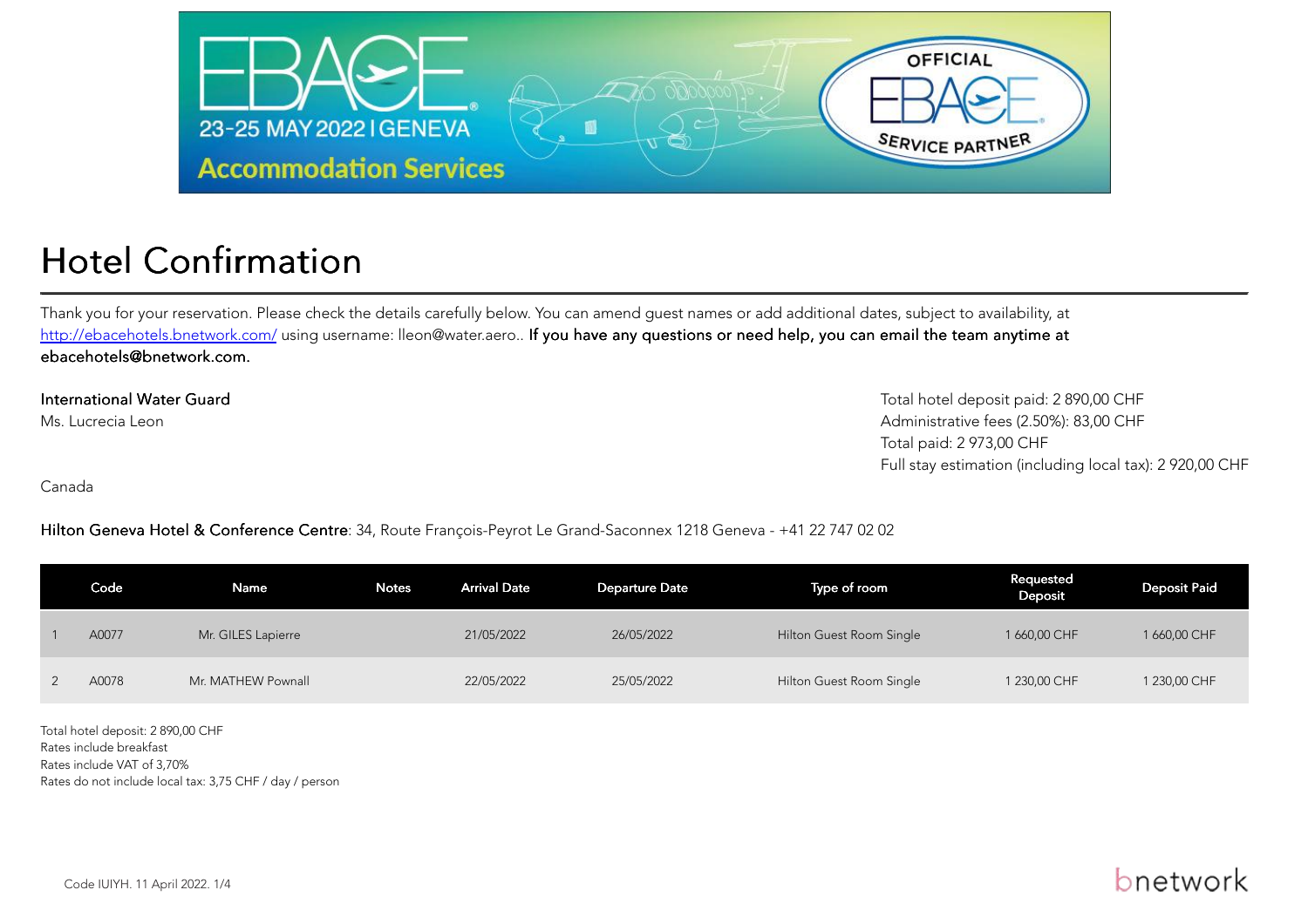EBACE 23-25 MAY 2022 | GENEVA

Accommodation Services

OFFICIAL EBACE SERVICE PARTNER

# Hotel Confirmation

Thank you for your reservation. Please check the details carefully below. You can amend guest names or add additional dates, subject to availability, at http://ebacehotels.bnetwork.com/ using username: lleon@water.aero.. **If you have any questions or need help, you can email the team anytime at ebacehotels@bnetwork.com.**

**International Water Guard**
Ms. Lucrecia Leon

Canada

Total hotel deposit paid: 2 890,00 CHF
Administrative fees (2.50%): 83,00 CHF
Total paid: 2 973,00 CHF
Full stay estimation (including local tax): 2 920,00 CHF

**Hilton Geneva Hotel & Conference Centre**: 34, Route François-Peyrot Le Grand-Saconnex 1218 Geneva - +41 22 747 02 02

| | Code | Name | Notes | Arrival Date | Departure Date | Type of room | Requested Deposit | Deposit Paid |
|---|---|---|---|---|---|---|---|---|
| 1 | A0077 | Mr. GILES Lapierre | | 21/05/2022 | 26/05/2022 | Hilton Guest Room Single | 1 660,00 CHF | 1 660,00 CHF |
| 2 | A0078 | Mr. MATHEW Pownall | | 22/05/2022 | 25/05/2022 | Hilton Guest Room Single | 1 230,00 CHF | 1 230,00 CHF |

Total hotel deposit: 2 890,00 CHF
Rates include breakfast
Rates include VAT of 3,70%
Rates do not include local tax: 3,75 CHF / day / person

Code IUIYH. 11 April 2022.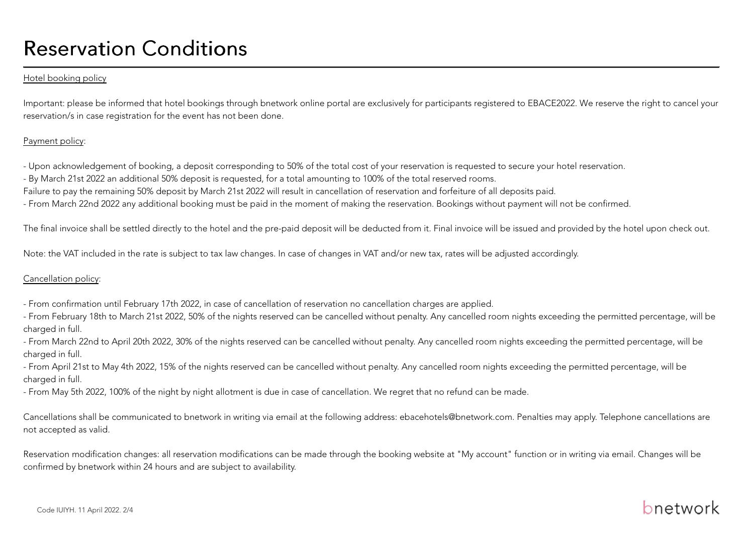# Reservation Conditions

Hotel booking policy

Important: please be informed that hotel bookings through bnetwork online portal are exclusively for participants registered to EBACE2022. We reserve the right to cancel your reservation/s in case registration for the event has not been done.

Payment policy:

- Upon acknowledgement of booking, a deposit corresponding to 50% of the total cost of your reservation is requested to secure your hotel reservation.
- By March 21st 2022 an additional 50% deposit is requested, for a total amounting to 100% of the total reserved rooms.

Failure to pay the remaining 50% deposit by March 21st 2022 will result in cancellation of reservation and forfeiture of all deposits paid.

- From March 22nd 2022 any additional booking must be paid in the moment of making the reservation. Bookings without payment will not be confirmed.

The final invoice shall be settled directly to the hotel and the pre-paid deposit will be deducted from it. Final invoice will be issued and provided by the hotel upon check out.

Note: the VAT included in the rate is subject to tax law changes. In case of changes in VAT and/or new tax, rates will be adjusted accordingly.

Cancellation policy:

- From confirmation until February 17th 2022, in case of cancellation of reservation no cancellation charges are applied.
- From February 18th to March 21st 2022, 50% of the nights reserved can be cancelled without penalty. Any cancelled room nights exceeding the permitted percentage, will be charged in full.
- From March 22nd to April 20th 2022, 30% of the nights reserved can be cancelled without penalty. Any cancelled room nights exceeding the permitted percentage, will be charged in full.
- From April 21st to May 4th 2022, 15% of the nights reserved can be cancelled without penalty. Any cancelled room nights exceeding the permitted percentage, will be charged in full.
- From May 5th 2022, 100% of the night by night allotment is due in case of cancellation. We regret that no refund can be made.

Cancellations shall be communicated to bnetwork in writing via email at the following address: ebacehotels@bnetwork.com. Penalties may apply. Telephone cancellations are not accepted as valid.

Reservation modification changes: all reservation modifications can be made through the booking website at "My account" function or in writing via email. Changes will be confirmed by bnetwork within 24 hours and are subject to availability.

Code IUIYH. 11 April 2022.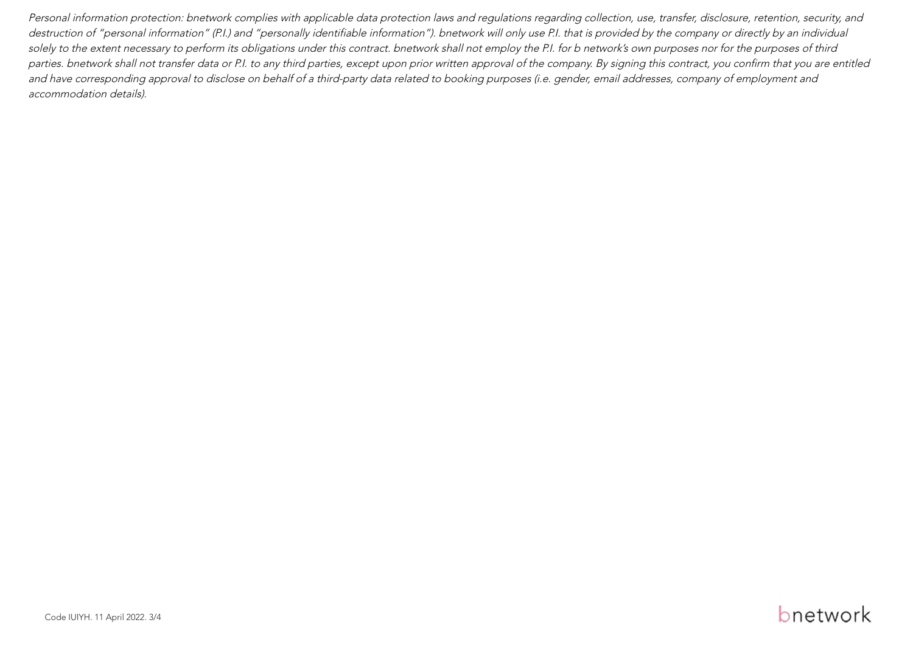*Personal information protection: bnetwork complies with applicable data protection laws and regulations regarding collection, use, transfer, disclosure, retention, security, and destruction of "personal information" (P.I.) and "personally identifiable information"). bnetwork will only use P.I. that is provided by the company or directly by an individual solely to the extent necessary to perform its obligations under this contract. bnetwork shall not employ the P.I. for b network's own purposes nor for the purposes of third parties. bnetwork shall not transfer data or P.I. to any third parties, except upon prior written approval of the company. By signing this contract, you confirm that you are entitled and have corresponding approval to disclose on behalf of a third-party data related to booking purposes (i.e. gender, email addresses, company of employment and accommodation details).*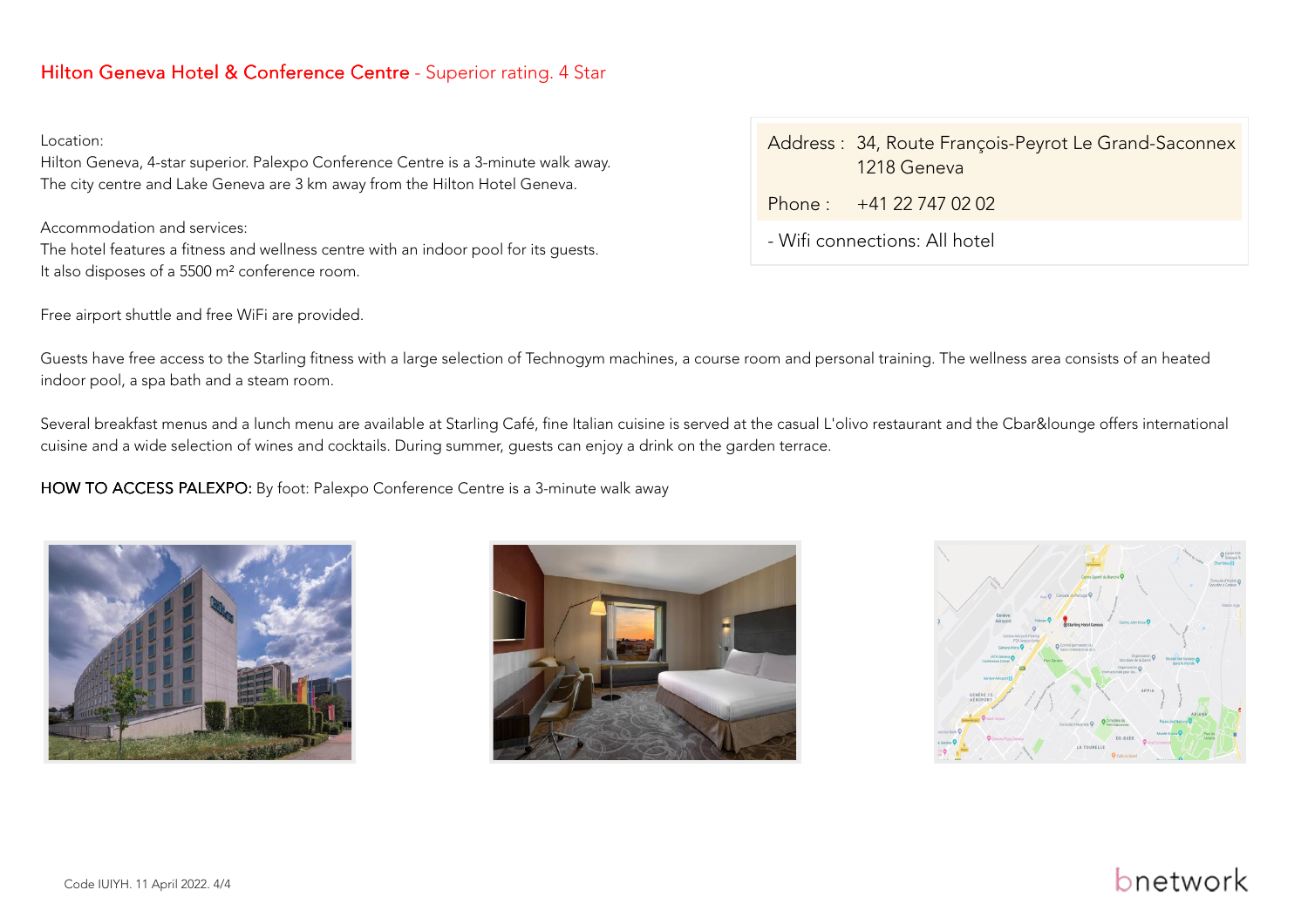## Hilton Geneva Hotel & Conference Centre - Superior rating. 4 Star

| | |
|---|---|
| Address : | 34, Route François-Peyrot Le Grand-Saconnex 1218 Geneva |
| Phone : | +41 22 747 02 02 |
| - Wifi connections: All hotel | |

Location:
Hilton Geneva, 4-star superior. Palexpo Conference Centre is a 3-minute walk away.
The city centre and Lake Geneva are 3 km away from the Hilton Hotel Geneva.

Accommodation and services:
The hotel features a fitness and wellness centre with an indoor pool for its guests.
It also disposes of a 5500 m² conference room.

Free airport shuttle and free WiFi are provided.

Guests have free access to the Starling fitness with a large selection of Technogym machines, a course room and personal training. The wellness area consists of an heated indoor pool, a spa bath and a steam room.

Several breakfast menus and a lunch menu are available at Starling Café, fine Italian cuisine is served at the casual L'olivo restaurant and the Cbar&lounge offers international cuisine and a wide selection of wines and cocktails. During summer, guests can enjoy a drink on the garden terrace.

HOW TO ACCESS PALEXPO: By foot: Palexpo Conference Centre is a 3-minute walk away

Code IUIYH. 11 April 2022.

bnetwork